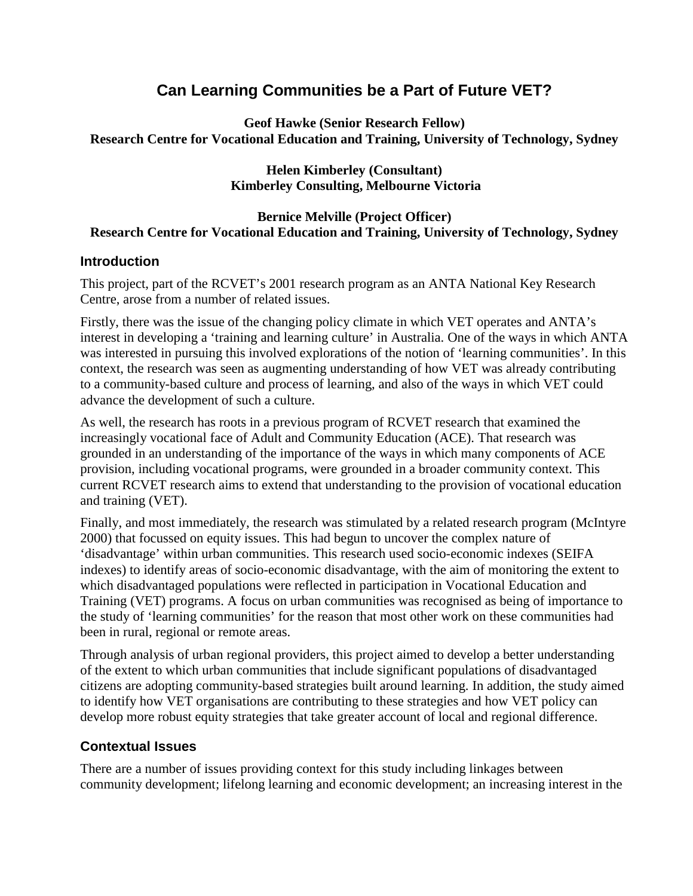# Can Learning Communities be a Part of Future VET?

**Geof Hawke (Senior Research Fellow)**
**Research Centre for Vocational Education and Training, University of Technology, Sydney**

**Helen Kimberley (Consultant)**
**Kimberley Consulting, Melbourne Victoria**

**Bernice Melville (Project Officer)**
**Research Centre for Vocational Education and Training, University of Technology, Sydney**

## Introduction

This project, part of the RCVET's 2001 research program as an ANTA National Key Research Centre, arose from a number of related issues.

Firstly, there was the issue of the changing policy climate in which VET operates and ANTA's interest in developing a 'training and learning culture' in Australia. One of the ways in which ANTA was interested in pursuing this involved explorations of the notion of 'learning communities'. In this context, the research was seen as augmenting understanding of how VET was already contributing to a community-based culture and process of learning, and also of the ways in which VET could advance the development of such a culture.

As well, the research has roots in a previous program of RCVET research that examined the increasingly vocational face of Adult and Community Education (ACE). That research was grounded in an understanding of the importance of the ways in which many components of ACE provision, including vocational programs, were grounded in a broader community context. This current RCVET research aims to extend that understanding to the provision of vocational education and training (VET).

Finally, and most immediately, the research was stimulated by a related research program (McIntyre 2000) that focussed on equity issues. This had begun to uncover the complex nature of 'disadvantage' within urban communities. This research used socio-economic indexes (SEIFA indexes) to identify areas of socio-economic disadvantage, with the aim of monitoring the extent to which disadvantaged populations were reflected in participation in Vocational Education and Training (VET) programs. A focus on urban communities was recognised as being of importance to the study of 'learning communities' for the reason that most other work on these communities had been in rural, regional or remote areas.

Through analysis of urban regional providers, this project aimed to develop a better understanding of the extent to which urban communities that include significant populations of disadvantaged citizens are adopting community-based strategies built around learning. In addition, the study aimed to identify how VET organisations are contributing to these strategies and how VET policy can develop more robust equity strategies that take greater account of local and regional difference.

## Contextual Issues

There are a number of issues providing context for this study including linkages between community development; lifelong learning and economic development; an increasing interest in the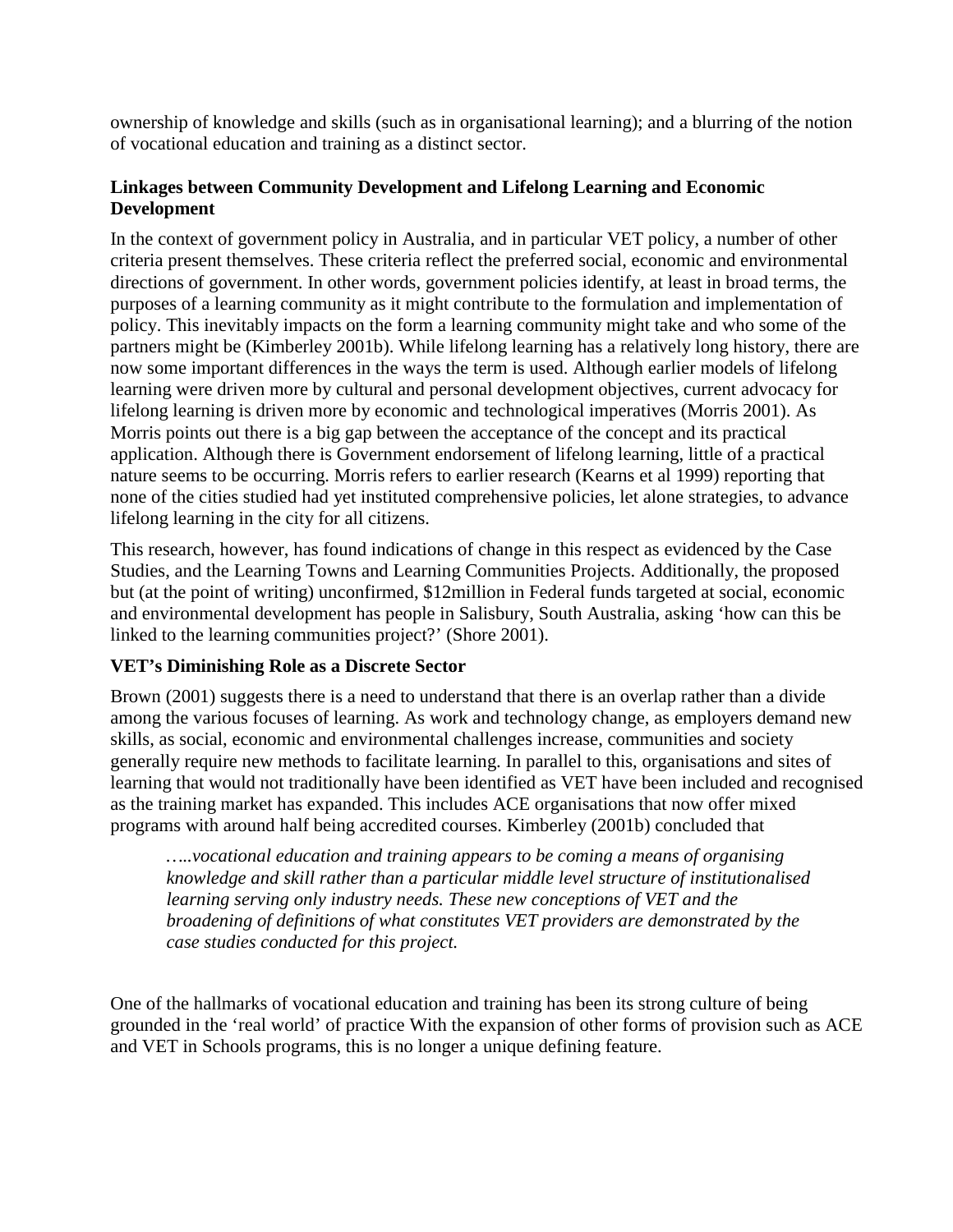ownership of knowledge and skills (such as in organisational learning); and a blurring of the notion of vocational education and training as a distinct sector.

### Linkages between Community Development and Lifelong Learning and Economic Development

In the context of government policy in Australia, and in particular VET policy, a number of other criteria present themselves. These criteria reflect the preferred social, economic and environmental directions of government. In other words, government policies identify, at least in broad terms, the purposes of a learning community as it might contribute to the formulation and implementation of policy. This inevitably impacts on the form a learning community might take and who some of the partners might be (Kimberley 2001b). While lifelong learning has a relatively long history, there are now some important differences in the ways the term is used. Although earlier models of lifelong learning were driven more by cultural and personal development objectives, current advocacy for lifelong learning is driven more by economic and technological imperatives (Morris 2001). As Morris points out there is a big gap between the acceptance of the concept and its practical application. Although there is Government endorsement of lifelong learning, little of a practical nature seems to be occurring. Morris refers to earlier research (Kearns et al 1999) reporting that none of the cities studied had yet instituted comprehensive policies, let alone strategies, to advance lifelong learning in the city for all citizens.

This research, however, has found indications of change in this respect as evidenced by the Case Studies, and the Learning Towns and Learning Communities Projects. Additionally, the proposed but (at the point of writing) unconfirmed, $12million in Federal funds targeted at social, economic and environmental development has people in Salisbury, South Australia, asking 'how can this be linked to the learning communities project?' (Shore 2001).

### VET's Diminishing Role as a Discrete Sector

Brown (2001) suggests there is a need to understand that there is an overlap rather than a divide among the various focuses of learning. As work and technology change, as employers demand new skills, as social, economic and environmental challenges increase, communities and society generally require new methods to facilitate learning. In parallel to this, organisations and sites of learning that would not traditionally have been identified as VET have been included and recognised as the training market has expanded. This includes ACE organisations that now offer mixed programs with around half being accredited courses. Kimberley (2001b) concluded that

> *…..vocational education and training appears to be coming a means of organising knowledge and skill rather than a particular middle level structure of institutionalised learning serving only industry needs. These new conceptions of VET and the broadening of definitions of what constitutes VET providers are demonstrated by the case studies conducted for this project.*

One of the hallmarks of vocational education and training has been its strong culture of being grounded in the 'real world' of practice With the expansion of other forms of provision such as ACE and VET in Schools programs, this is no longer a unique defining feature.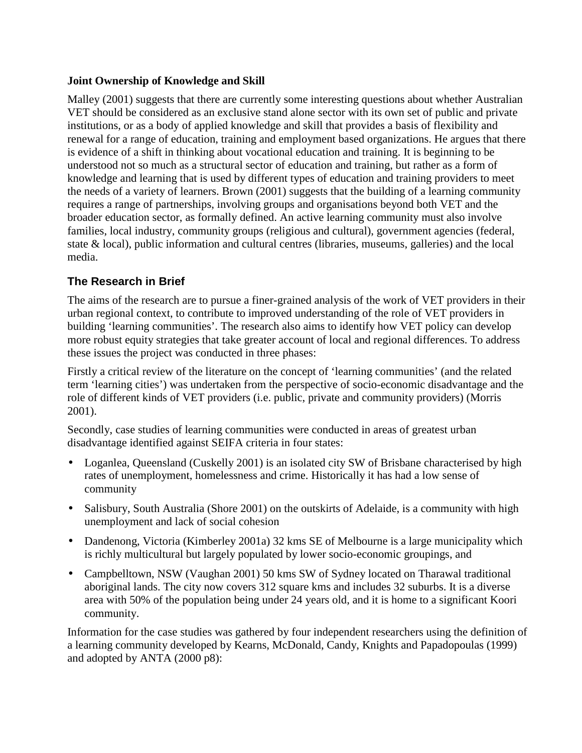**Joint Ownership of Knowledge and Skill**

Malley (2001) suggests that there are currently some interesting questions about whether Australian VET should be considered as an exclusive stand alone sector with its own set of public and private institutions, or as a body of applied knowledge and skill that provides a basis of flexibility and renewal for a range of education, training and employment based organizations. He argues that there is evidence of a shift in thinking about vocational education and training. It is beginning to be understood not so much as a structural sector of education and training, but rather as a form of knowledge and learning that is used by different types of education and training providers to meet the needs of a variety of learners. Brown (2001) suggests that the building of a learning community requires a range of partnerships, involving groups and organisations beyond both VET and the broader education sector, as formally defined. An active learning community must also involve families, local industry, community groups (religious and cultural), government agencies (federal, state & local), public information and cultural centres (libraries, museums, galleries) and the local media.

## The Research in Brief

The aims of the research are to pursue a finer-grained analysis of the work of VET providers in their urban regional context, to contribute to improved understanding of the role of VET providers in building 'learning communities'. The research also aims to identify how VET policy can develop more robust equity strategies that take greater account of local and regional differences. To address these issues the project was conducted in three phases:

Firstly a critical review of the literature on the concept of 'learning communities' (and the related term 'learning cities') was undertaken from the perspective of socio-economic disadvantage and the role of different kinds of VET providers (i.e. public, private and community providers) (Morris 2001).

Secondly, case studies of learning communities were conducted in areas of greatest urban disadvantage identified against SEIFA criteria in four states:

- Loganlea, Queensland (Cuskelly 2001) is an isolated city SW of Brisbane characterised by high rates of unemployment, homelessness and crime. Historically it has had a low sense of community
- Salisbury, South Australia (Shore 2001) on the outskirts of Adelaide, is a community with high unemployment and lack of social cohesion
- Dandenong, Victoria (Kimberley 2001a) 32 kms SE of Melbourne is a large municipality which is richly multicultural but largely populated by lower socio-economic groupings, and
- Campbelltown, NSW (Vaughan 2001) 50 kms SW of Sydney located on Tharawal traditional aboriginal lands. The city now covers 312 square kms and includes 32 suburbs. It is a diverse area with 50% of the population being under 24 years old, and it is home to a significant Koori community.

Information for the case studies was gathered by four independent researchers using the definition of a learning community developed by Kearns, McDonald, Candy, Knights and Papadopoulas (1999) and adopted by ANTA (2000 p8):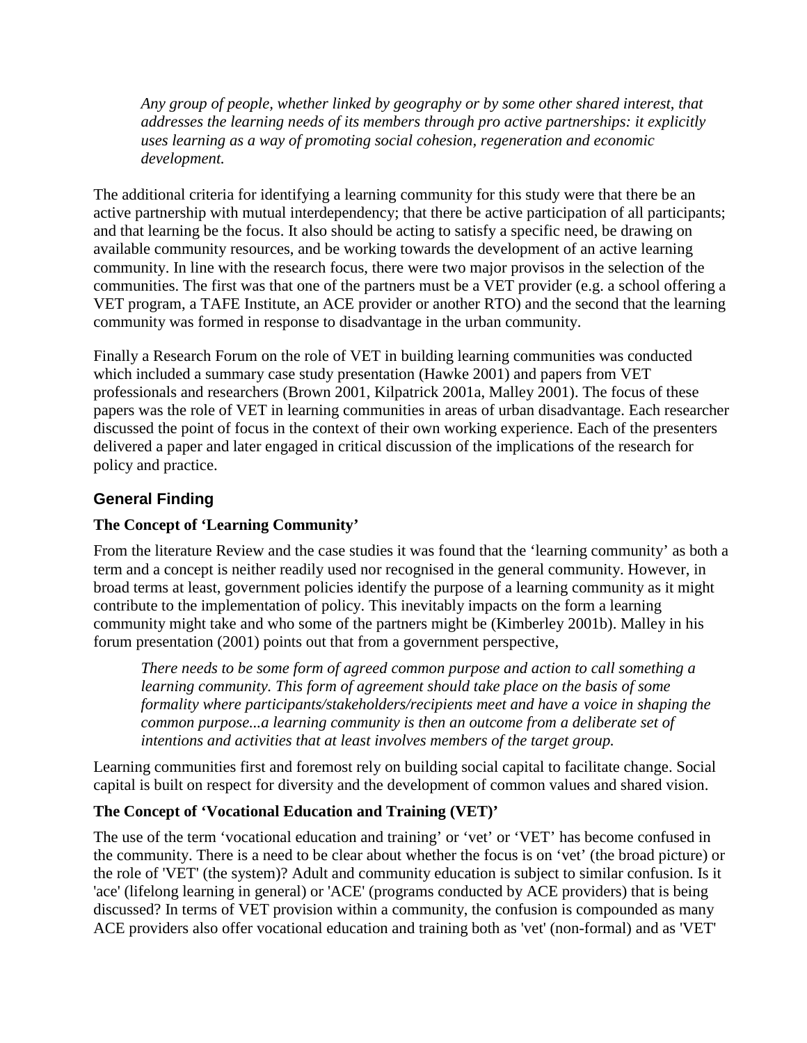> *Any group of people, whether linked by geography or by some other shared interest, that addresses the learning needs of its members through pro active partnerships: it explicitly uses learning as a way of promoting social cohesion, regeneration and economic development.*

The additional criteria for identifying a learning community for this study were that there be an active partnership with mutual interdependency; that there be active participation of all participants; and that learning be the focus. It also should be acting to satisfy a specific need, be drawing on available community resources, and be working towards the development of an active learning community. In line with the research focus, there were two major provisos in the selection of the communities. The first was that one of the partners must be a VET provider (e.g. a school offering a VET program, a TAFE Institute, an ACE provider or another RTO) and the second that the learning community was formed in response to disadvantage in the urban community.

Finally a Research Forum on the role of VET in building learning communities was conducted which included a summary case study presentation (Hawke 2001) and papers from VET professionals and researchers (Brown 2001, Kilpatrick 2001a, Malley 2001). The focus of these papers was the role of VET in learning communities in areas of urban disadvantage. Each researcher discussed the point of focus in the context of their own working experience. Each of the presenters delivered a paper and later engaged in critical discussion of the implications of the research for policy and practice.

## General Finding

### The Concept of 'Learning Community'

From the literature Review and the case studies it was found that the 'learning community' as both a term and a concept is neither readily used nor recognised in the general community. However, in broad terms at least, government policies identify the purpose of a learning community as it might contribute to the implementation of policy. This inevitably impacts on the form a learning community might take and who some of the partners might be (Kimberley 2001b). Malley in his forum presentation (2001) points out that from a government perspective,

> *There needs to be some form of agreed common purpose and action to call something a learning community. This form of agreement should take place on the basis of some formality where participants/stakeholders/recipients meet and have a voice in shaping the common purpose...a learning community is then an outcome from a deliberate set of intentions and activities that at least involves members of the target group.*

Learning communities first and foremost rely on building social capital to facilitate change. Social capital is built on respect for diversity and the development of common values and shared vision.

### The Concept of 'Vocational Education and Training (VET)'

The use of the term 'vocational education and training' or 'vet' or 'VET' has become confused in the community. There is a need to be clear about whether the focus is on 'vet' (the broad picture) or the role of 'VET' (the system)? Adult and community education is subject to similar confusion. Is it 'ace' (lifelong learning in general) or 'ACE' (programs conducted by ACE providers) that is being discussed? In terms of VET provision within a community, the confusion is compounded as many ACE providers also offer vocational education and training both as 'vet' (non-formal) and as 'VET'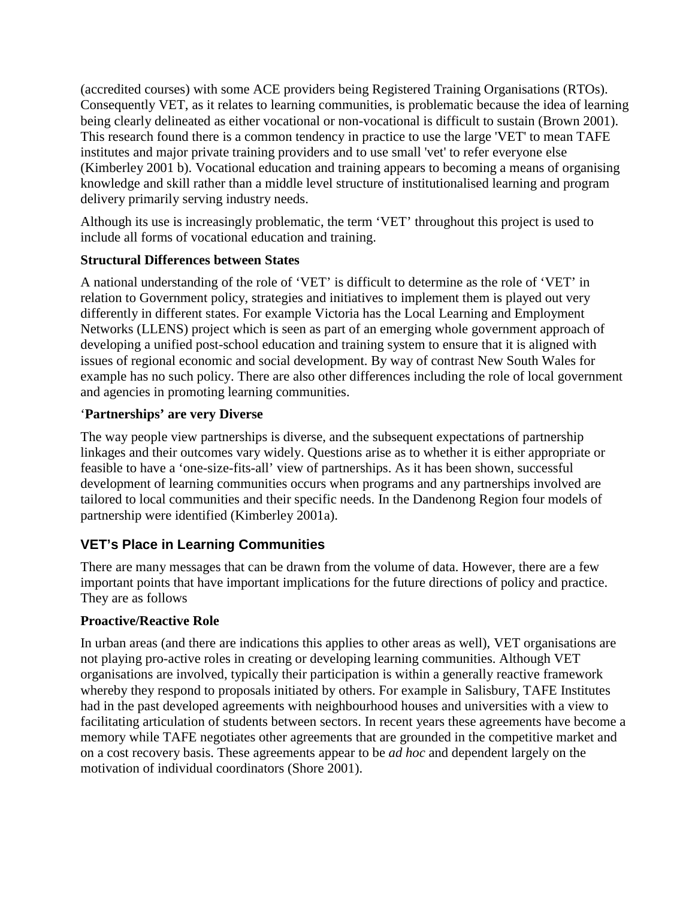(accredited courses) with some ACE providers being Registered Training Organisations (RTOs). Consequently VET, as it relates to learning communities, is problematic because the idea of learning being clearly delineated as either vocational or non-vocational is difficult to sustain (Brown 2001). This research found there is a common tendency in practice to use the large 'VET' to mean TAFE institutes and major private training providers and to use small 'vet' to refer everyone else (Kimberley 2001 b). Vocational education and training appears to becoming a means of organising knowledge and skill rather than a middle level structure of institutionalised learning and program delivery primarily serving industry needs.

Although its use is increasingly problematic, the term 'VET' throughout this project is used to include all forms of vocational education and training.

**Structural Differences between States**

A national understanding of the role of 'VET' is difficult to determine as the role of 'VET' in relation to Government policy, strategies and initiatives to implement them is played out very differently in different states. For example Victoria has the Local Learning and Employment Networks (LLENS) project which is seen as part of an emerging whole government approach of developing a unified post-school education and training system to ensure that it is aligned with issues of regional economic and social development. By way of contrast New South Wales for example has no such policy. There are also other differences including the role of local government and agencies in promoting learning communities.

**'Partnerships' are very Diverse**

The way people view partnerships is diverse, and the subsequent expectations of partnership linkages and their outcomes vary widely. Questions arise as to whether it is either appropriate or feasible to have a 'one-size-fits-all' view of partnerships. As it has been shown, successful development of learning communities occurs when programs and any partnerships involved are tailored to local communities and their specific needs. In the Dandenong Region four models of partnership were identified (Kimberley 2001a).

## VET's Place in Learning Communities

There are many messages that can be drawn from the volume of data. However, there are a few important points that have important implications for the future directions of policy and practice. They are as follows

**Proactive/Reactive Role**

In urban areas (and there are indications this applies to other areas as well), VET organisations are not playing pro-active roles in creating or developing learning communities. Although VET organisations are involved, typically their participation is within a generally reactive framework whereby they respond to proposals initiated by others. For example in Salisbury, TAFE Institutes had in the past developed agreements with neighbourhood houses and universities with a view to facilitating articulation of students between sectors. In recent years these agreements have become a memory while TAFE negotiates other agreements that are grounded in the competitive market and on a cost recovery basis. These agreements appear to be *ad hoc* and dependent largely on the motivation of individual coordinators (Shore 2001).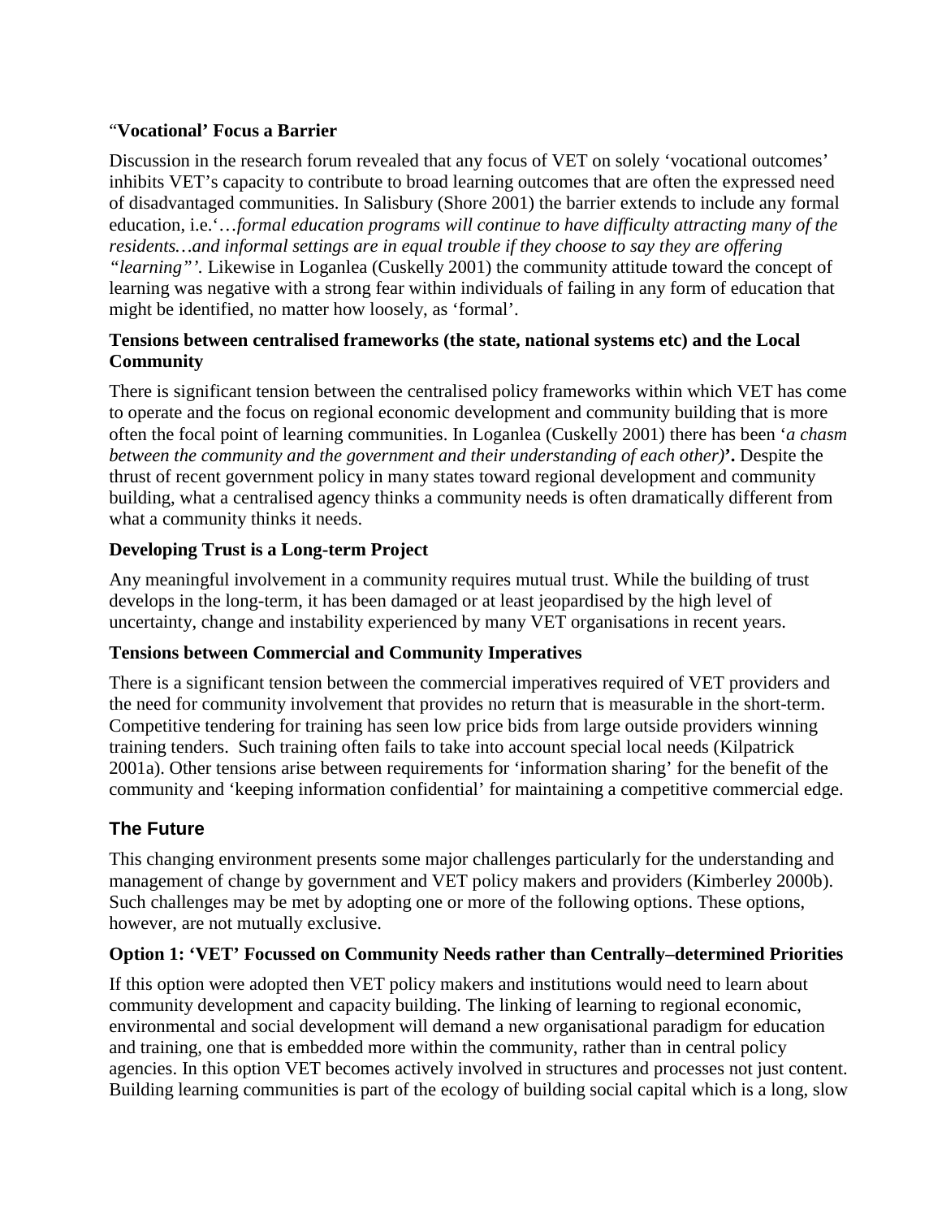**"Vocational' Focus a Barrier**

Discussion in the research forum revealed that any focus of VET on solely 'vocational outcomes' inhibits VET's capacity to contribute to broad learning outcomes that are often the expressed need of disadvantaged communities. In Salisbury (Shore 2001) the barrier extends to include any formal education, i.e.'…*formal education programs will continue to have difficulty attracting many of the residents…and informal settings are in equal trouble if they choose to say they are offering "learning"'*. Likewise in Loganlea (Cuskelly 2001) the community attitude toward the concept of learning was negative with a strong fear within individuals of failing in any form of education that might be identified, no matter how loosely, as 'formal'.

**Tensions between centralised frameworks (the state, national systems etc) and the Local Community**

There is significant tension between the centralised policy frameworks within which VET has come to operate and the focus on regional economic development and community building that is more often the focal point of learning communities. In Loganlea (Cuskelly 2001) there has been '*a chasm between the community and the government and their understanding of each other)***'.** Despite the thrust of recent government policy in many states toward regional development and community building, what a centralised agency thinks a community needs is often dramatically different from what a community thinks it needs.

**Developing Trust is a Long-term Project**

Any meaningful involvement in a community requires mutual trust. While the building of trust develops in the long-term, it has been damaged or at least jeopardised by the high level of uncertainty, change and instability experienced by many VET organisations in recent years.

**Tensions between Commercial and Community Imperatives**

There is a significant tension between the commercial imperatives required of VET providers and the need for community involvement that provides no return that is measurable in the short-term. Competitive tendering for training has seen low price bids from large outside providers winning training tenders. Such training often fails to take into account special local needs (Kilpatrick 2001a). Other tensions arise between requirements for 'information sharing' for the benefit of the community and 'keeping information confidential' for maintaining a competitive commercial edge.

## The Future

This changing environment presents some major challenges particularly for the understanding and management of change by government and VET policy makers and providers (Kimberley 2000b). Such challenges may be met by adopting one or more of the following options. These options, however, are not mutually exclusive.

### Option 1: 'VET' Focussed on Community Needs rather than Centrally–determined Priorities

If this option were adopted then VET policy makers and institutions would need to learn about community development and capacity building. The linking of learning to regional economic, environmental and social development will demand a new organisational paradigm for education and training, one that is embedded more within the community, rather than in central policy agencies. In this option VET becomes actively involved in structures and processes not just content. Building learning communities is part of the ecology of building social capital which is a long, slow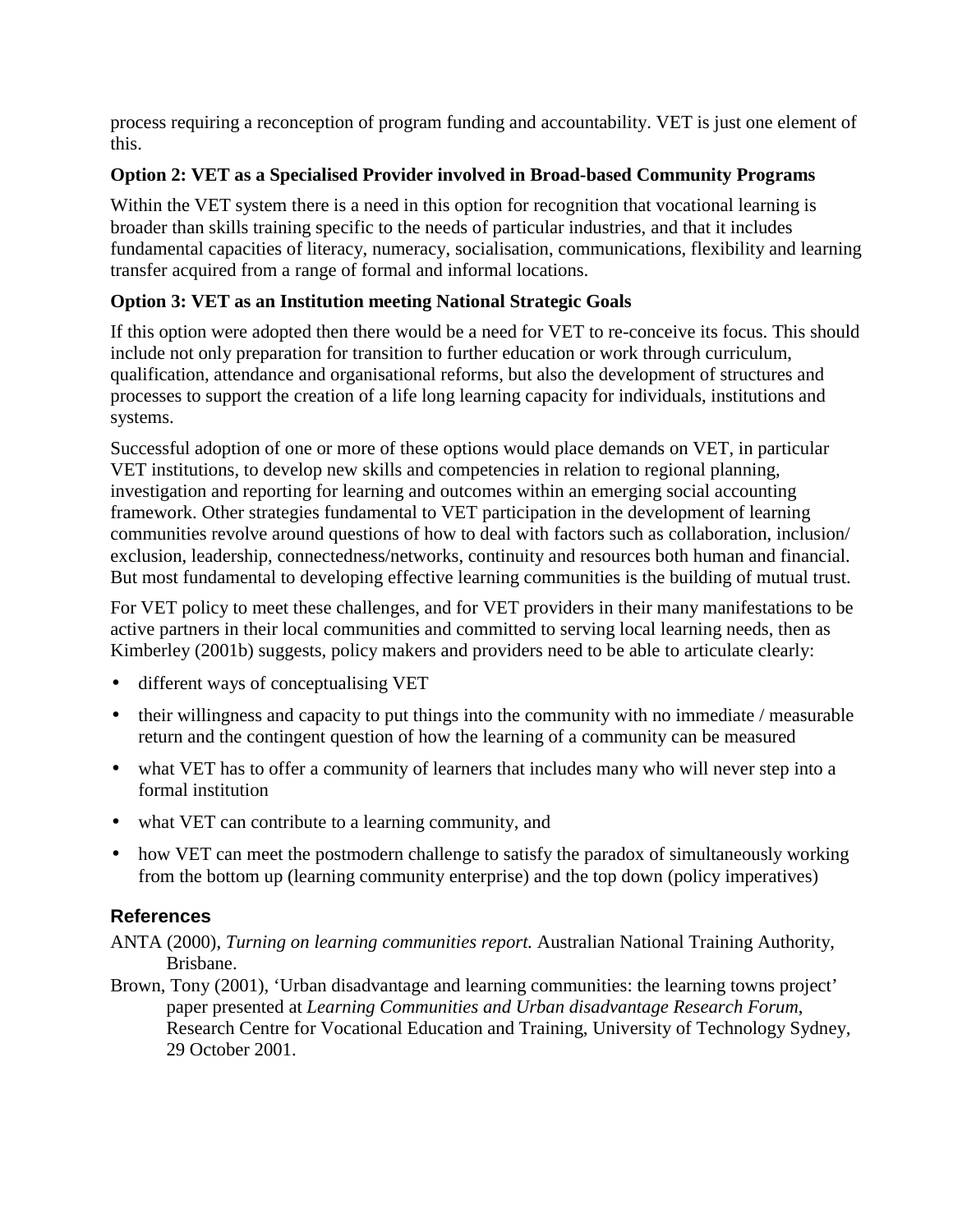process requiring a reconception of program funding and accountability. VET is just one element of this.

**Option 2: VET as a Specialised Provider involved in Broad-based Community Programs**

Within the VET system there is a need in this option for recognition that vocational learning is broader than skills training specific to the needs of particular industries, and that it includes fundamental capacities of literacy, numeracy, socialisation, communications, flexibility and learning transfer acquired from a range of formal and informal locations.

**Option 3: VET as an Institution meeting National Strategic Goals**

If this option were adopted then there would be a need for VET to re-conceive its focus. This should include not only preparation for transition to further education or work through curriculum, qualification, attendance and organisational reforms, but also the development of structures and processes to support the creation of a life long learning capacity for individuals, institutions and systems.

Successful adoption of one or more of these options would place demands on VET, in particular VET institutions, to develop new skills and competencies in relation to regional planning, investigation and reporting for learning and outcomes within an emerging social accounting framework. Other strategies fundamental to VET participation in the development of learning communities revolve around questions of how to deal with factors such as collaboration, inclusion/ exclusion, leadership, connectedness/networks, continuity and resources both human and financial. But most fundamental to developing effective learning communities is the building of mutual trust.

For VET policy to meet these challenges, and for VET providers in their many manifestations to be active partners in their local communities and committed to serving local learning needs, then as Kimberley (2001b) suggests, policy makers and providers need to be able to articulate clearly:

- different ways of conceptualising VET
- their willingness and capacity to put things into the community with no immediate / measurable return and the contingent question of how the learning of a community can be measured
- what VET has to offer a community of learners that includes many who will never step into a formal institution
- what VET can contribute to a learning community, and
- how VET can meet the postmodern challenge to satisfy the paradox of simultaneously working from the bottom up (learning community enterprise) and the top down (policy imperatives)

## References

ANTA (2000), *Turning on learning communities report.* Australian National Training Authority, Brisbane.

Brown, Tony (2001), 'Urban disadvantage and learning communities: the learning towns project' paper presented at *Learning Communities and Urban disadvantage Research Forum*, Research Centre for Vocational Education and Training, University of Technology Sydney, 29 October 2001.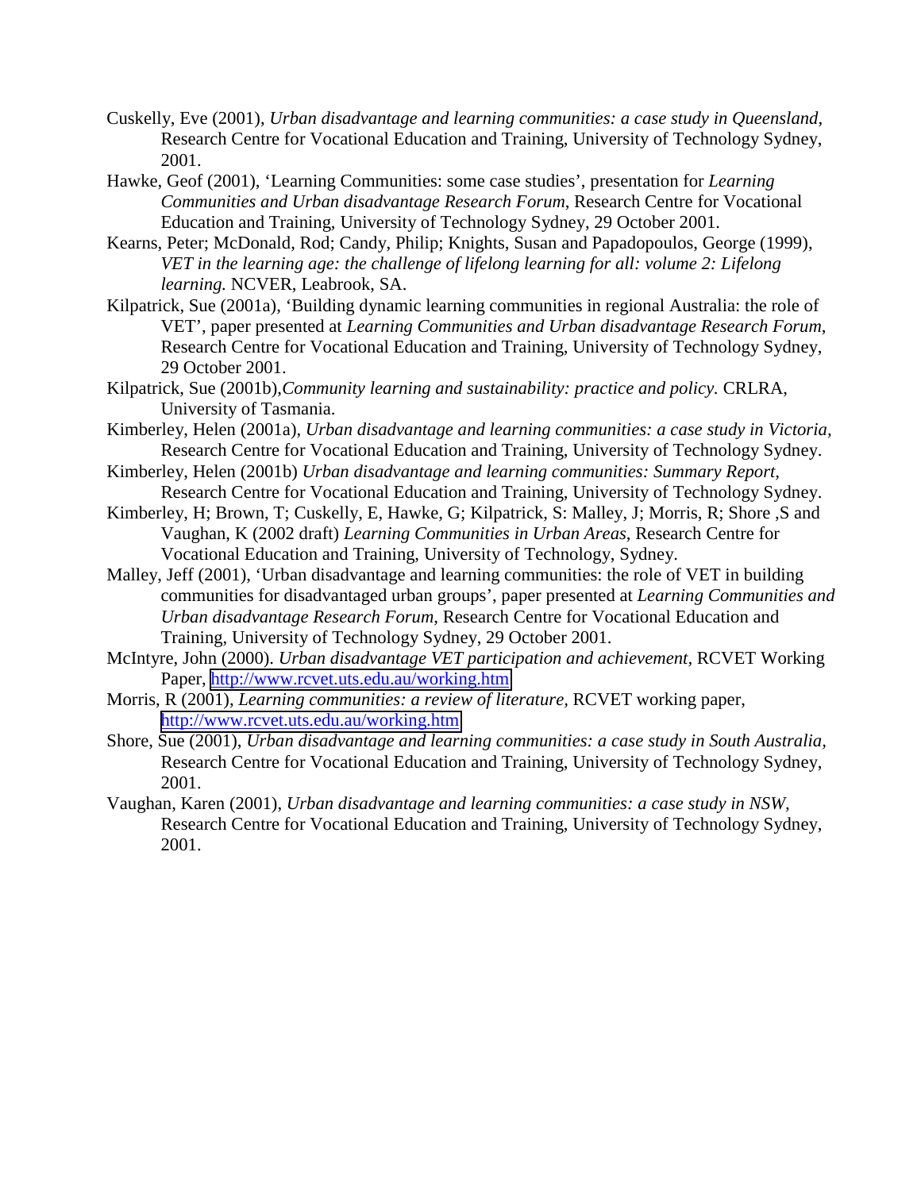Cuskelly, Eve (2001), *Urban disadvantage and learning communities: a case study in Queensland*, Research Centre for Vocational Education and Training, University of Technology Sydney, 2001.

Hawke, Geof (2001), 'Learning Communities: some case studies', presentation for *Learning Communities and Urban disadvantage Research Forum*, Research Centre for Vocational Education and Training, University of Technology Sydney, 29 October 2001.

Kearns, Peter; McDonald, Rod; Candy, Philip; Knights, Susan and Papadopoulos, George (1999), *VET in the learning age: the challenge of lifelong learning for all: volume 2: Lifelong learning.* NCVER, Leabrook, SA.

Kilpatrick, Sue (2001a), 'Building dynamic learning communities in regional Australia: the role of VET', paper presented at *Learning Communities and Urban disadvantage Research Forum*, Research Centre for Vocational Education and Training, University of Technology Sydney, 29 October 2001.

Kilpatrick, Sue (2001b),*Community learning and sustainability: practice and policy.* CRLRA, University of Tasmania.

Kimberley, Helen (2001a), *Urban disadvantage and learning communities: a case study in Victoria*, Research Centre for Vocational Education and Training, University of Technology Sydney.

Kimberley, Helen (2001b) *Urban disadvantage and learning communities: Summary Report*, Research Centre for Vocational Education and Training, University of Technology Sydney.

Kimberley, H; Brown, T; Cuskelly, E, Hawke, G; Kilpatrick, S: Malley, J; Morris, R; Shore ,S and Vaughan, K (2002 draft) *Learning Communities in Urban Areas*, Research Centre for Vocational Education and Training, University of Technology, Sydney.

Malley, Jeff (2001), 'Urban disadvantage and learning communities: the role of VET in building communities for disadvantaged urban groups', paper presented at *Learning Communities and Urban disadvantage Research Forum*, Research Centre for Vocational Education and Training, University of Technology Sydney, 29 October 2001.

McIntyre, John (2000). *Urban disadvantage VET participation and achievement*, RCVET Working Paper, http://www.rcvet.uts.edu.au/working.htm

Morris, R (2001), *Learning communities: a review of literature*, RCVET working paper, http://www.rcvet.uts.edu.au/working.htm

Shore, Sue (2001), *Urban disadvantage and learning communities: a case study in South Australia*, Research Centre for Vocational Education and Training, University of Technology Sydney, 2001.

Vaughan, Karen (2001), *Urban disadvantage and learning communities: a case study in NSW*, Research Centre for Vocational Education and Training, University of Technology Sydney, 2001.